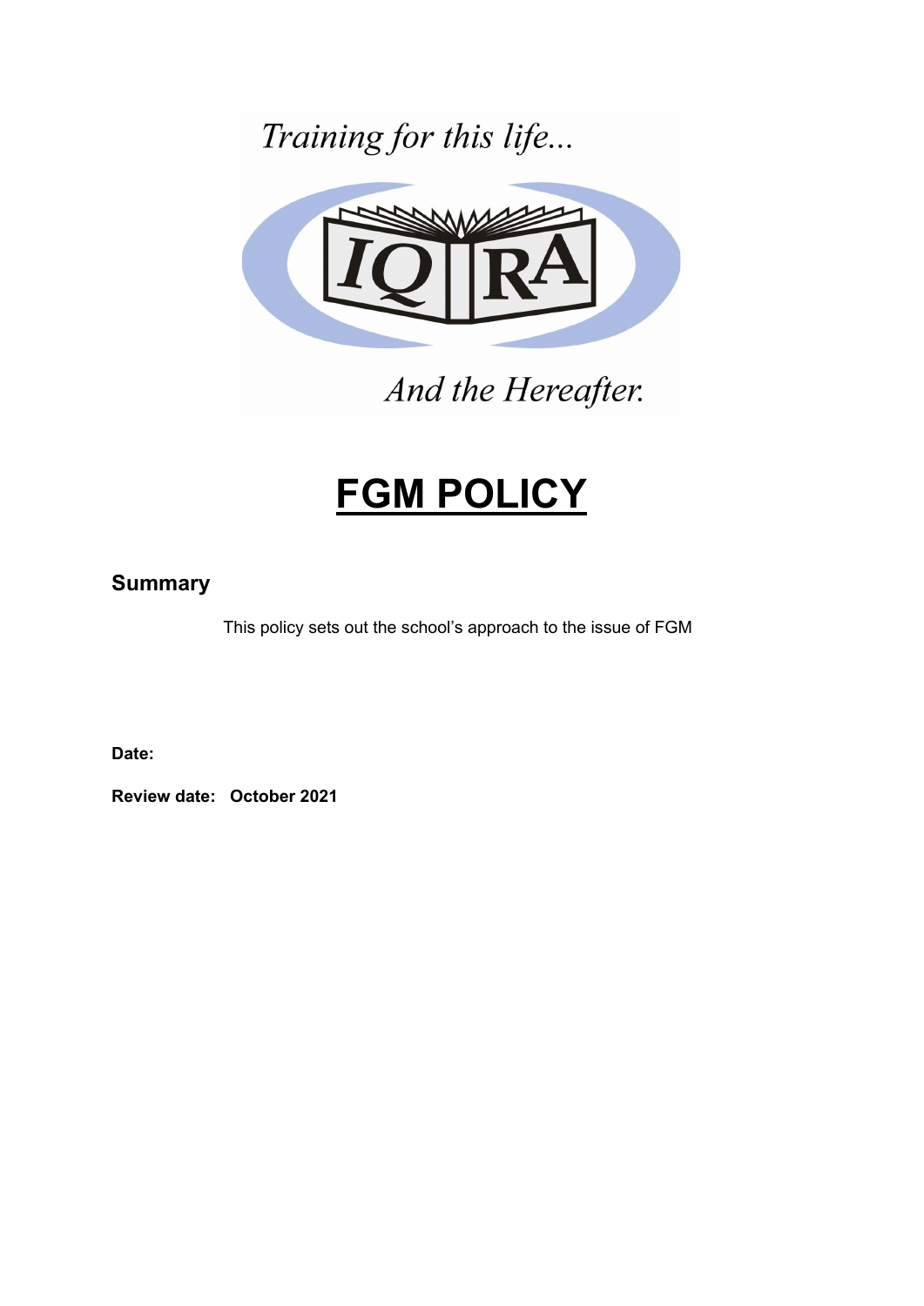Training for this life...

IQRA

And the Hereafter.

# FGM POLICY

## Summary

This policy sets out the school's approach to the issue of FGM

**Date:**

**Review date: October 2021**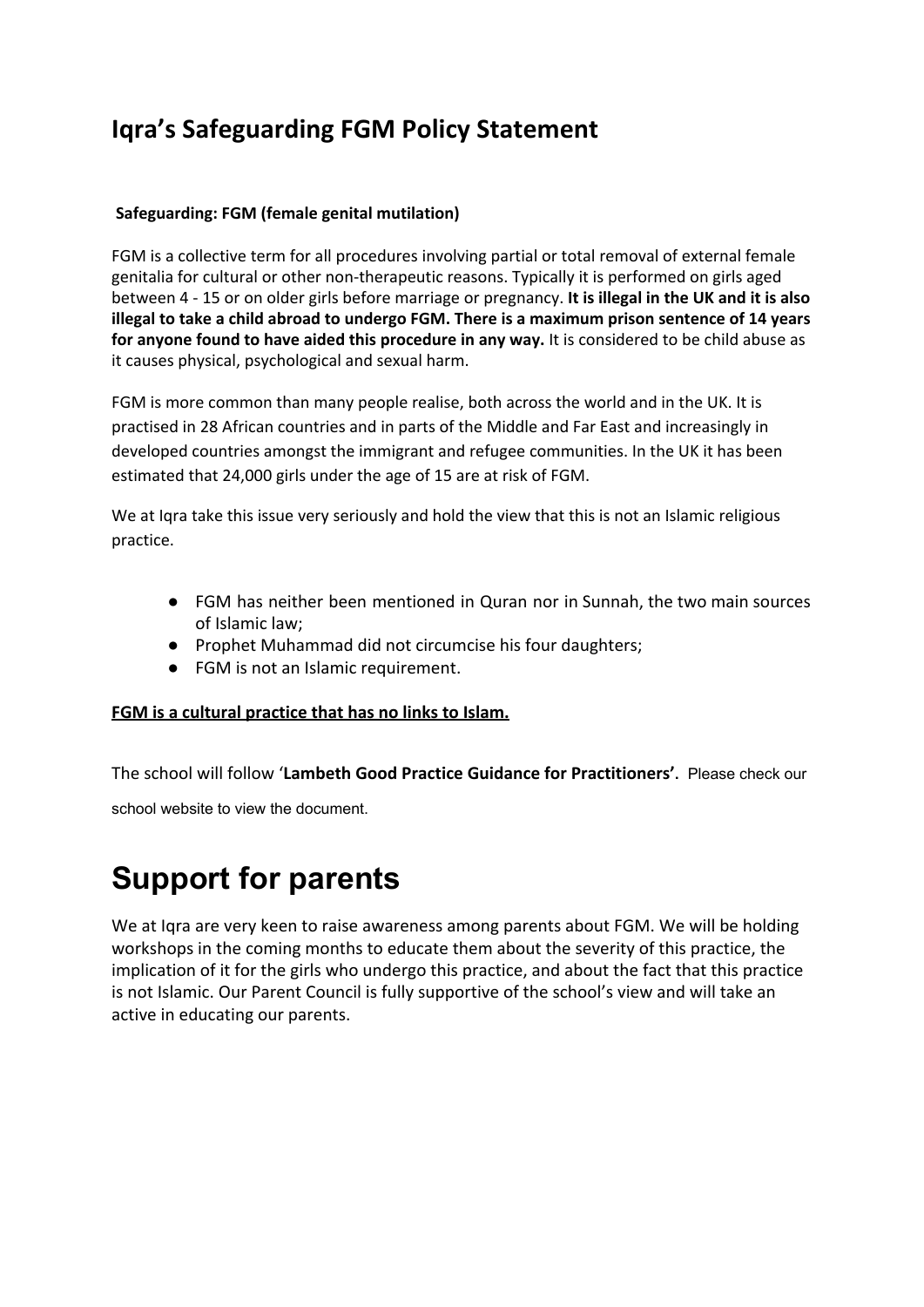## Iqra's Safeguarding FGM Policy Statement

**Safeguarding: FGM (female genital mutilation)**

FGM is a collective term for all procedures involving partial or total removal of external female genitalia for cultural or other non-therapeutic reasons. Typically it is performed on girls aged between 4 - 15 or on older girls before marriage or pregnancy. **It is illegal in the UK and it is also illegal to take a child abroad to undergo FGM. There is a maximum prison sentence of 14 years for anyone found to have aided this procedure in any way.** It is considered to be child abuse as it causes physical, psychological and sexual harm.

FGM is more common than many people realise, both across the world and in the UK. It is practised in 28 African countries and in parts of the Middle and Far East and increasingly in developed countries amongst the immigrant and refugee communities. In the UK it has been estimated that 24,000 girls under the age of 15 are at risk of FGM.

We at Iqra take this issue very seriously and hold the view that this is not an Islamic religious practice.

- FGM has neither been mentioned in Quran nor in Sunnah, the two main sources of Islamic law;
- Prophet Muhammad did not circumcise his four daughters;
- FGM is not an Islamic requirement.

**FGM is a cultural practice that has no links to Islam.**

The school will follow '**Lambeth Good Practice Guidance for Practitioners'.** Please check our school website to view the document.

# Support for parents

We at Iqra are very keen to raise awareness among parents about FGM. We will be holding workshops in the coming months to educate them about the severity of this practice, the implication of it for the girls who undergo this practice, and about the fact that this practice is not Islamic. Our Parent Council is fully supportive of the school's view and will take an active in educating our parents.